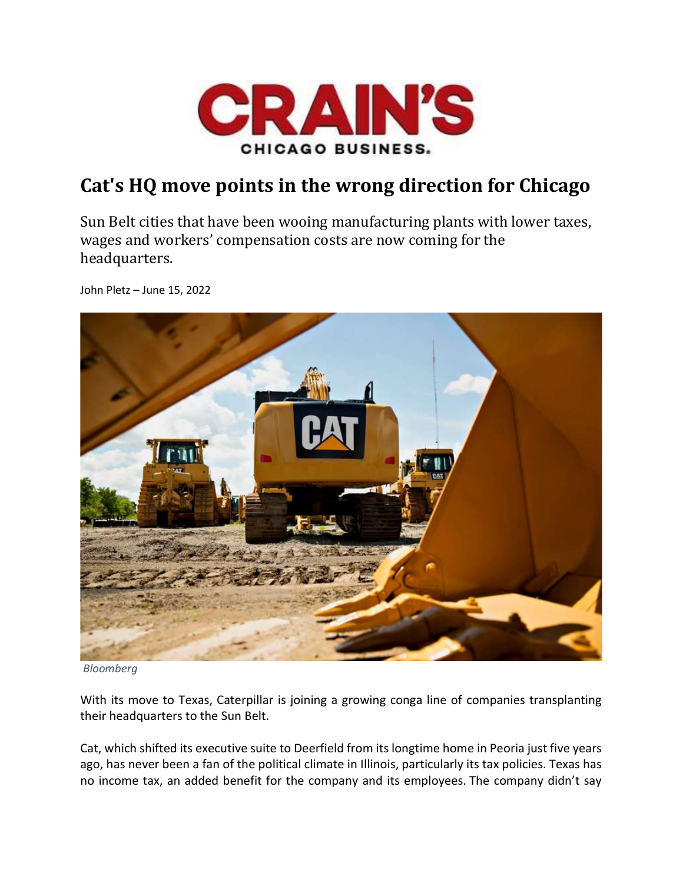CRAIN'S CHICAGO BUSINESS.

# Cat's HQ move points in the wrong direction for Chicago

Sun Belt cities that have been wooing manufacturing plants with lower taxes, wages and workers' compensation costs are now coming for the headquarters.

John Pletz – June 15, 2022

*Bloomberg*

With its move to Texas, Caterpillar is joining a growing conga line of companies transplanting their headquarters to the Sun Belt.

Cat, which shifted its executive suite to Deerfield from its longtime home in Peoria just five years ago, has never been a fan of the political climate in Illinois, particularly its tax policies. Texas has no income tax, an added benefit for the company and its employees. The company didn't say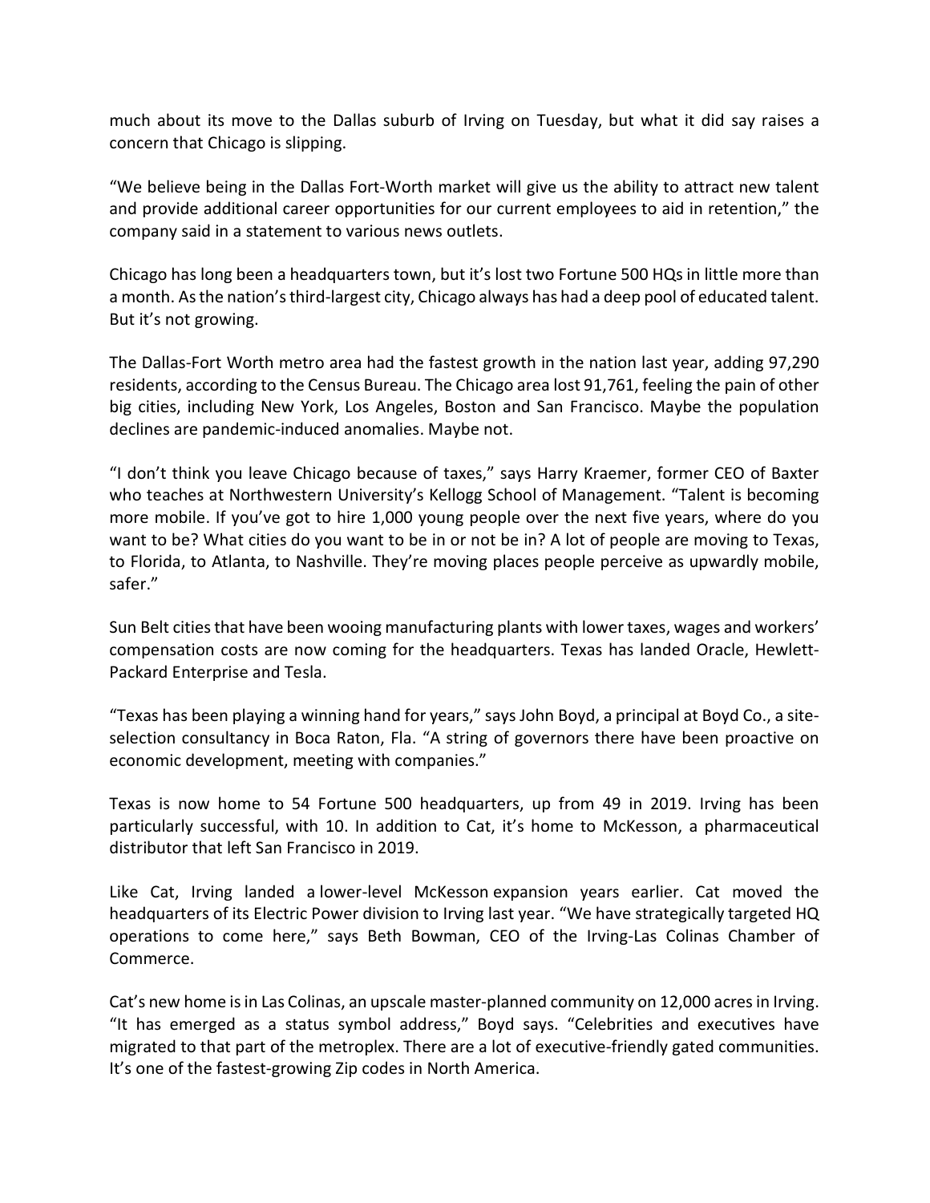much about its move to the Dallas suburb of Irving on Tuesday, but what it did say raises a concern that Chicago is slipping.

"We believe being in the Dallas Fort-Worth market will give us the ability to attract new talent and provide additional career opportunities for our current employees to aid in retention," the company said in a statement to various news outlets.

Chicago has long been a headquarters town, but it's lost two Fortune 500 HQs in little more than a month. As the nation's third-largest city, Chicago always has had a deep pool of educated talent. But it's not growing.

The Dallas-Fort Worth metro area had the fastest growth in the nation last year, adding 97,290 residents, according to the Census Bureau. The Chicago area lost 91,761, feeling the pain of other big cities, including New York, Los Angeles, Boston and San Francisco. Maybe the population declines are pandemic-induced anomalies. Maybe not.

"I don't think you leave Chicago because of taxes," says Harry Kraemer, former CEO of Baxter who teaches at Northwestern University's Kellogg School of Management. "Talent is becoming more mobile. If you've got to hire 1,000 young people over the next five years, where do you want to be? What cities do you want to be in or not be in? A lot of people are moving to Texas, to Florida, to Atlanta, to Nashville. They're moving places people perceive as upwardly mobile, safer."

Sun Belt cities that have been wooing manufacturing plants with lower taxes, wages and workers' compensation costs are now coming for the headquarters. Texas has landed Oracle, Hewlett-Packard Enterprise and Tesla.

"Texas has been playing a winning hand for years," says John Boyd, a principal at Boyd Co., a site-selection consultancy in Boca Raton, Fla. "A string of governors there have been proactive on economic development, meeting with companies."

Texas is now home to 54 Fortune 500 headquarters, up from 49 in 2019. Irving has been particularly successful, with 10. In addition to Cat, it's home to McKesson, a pharmaceutical distributor that left San Francisco in 2019.

Like Cat, Irving landed a lower-level McKesson expansion years earlier. Cat moved the headquarters of its Electric Power division to Irving last year. "We have strategically targeted HQ operations to come here," says Beth Bowman, CEO of the Irving-Las Colinas Chamber of Commerce.

Cat's new home is in Las Colinas, an upscale master-planned community on 12,000 acres in Irving. "It has emerged as a status symbol address," Boyd says. "Celebrities and executives have migrated to that part of the metroplex. There are a lot of executive-friendly gated communities. It's one of the fastest-growing Zip codes in North America.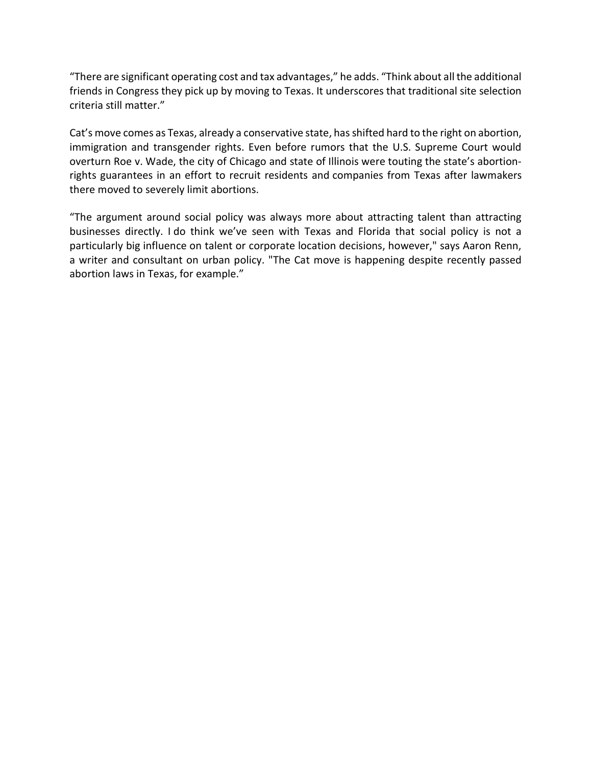"There are significant operating cost and tax advantages," he adds. "Think about all the additional friends in Congress they pick up by moving to Texas. It underscores that traditional site selection criteria still matter."

Cat's move comes as Texas, already a conservative state, has shifted hard to the right on abortion, immigration and transgender rights. Even before rumors that the U.S. Supreme Court would overturn Roe v. Wade, the city of Chicago and state of Illinois were touting the state's abortion-rights guarantees in an effort to recruit residents and companies from Texas after lawmakers there moved to severely limit abortions.

"The argument around social policy was always more about attracting talent than attracting businesses directly. I do think we've seen with Texas and Florida that social policy is not a particularly big influence on talent or corporate location decisions, however," says Aaron Renn, a writer and consultant on urban policy. "The Cat move is happening despite recently passed abortion laws in Texas, for example."